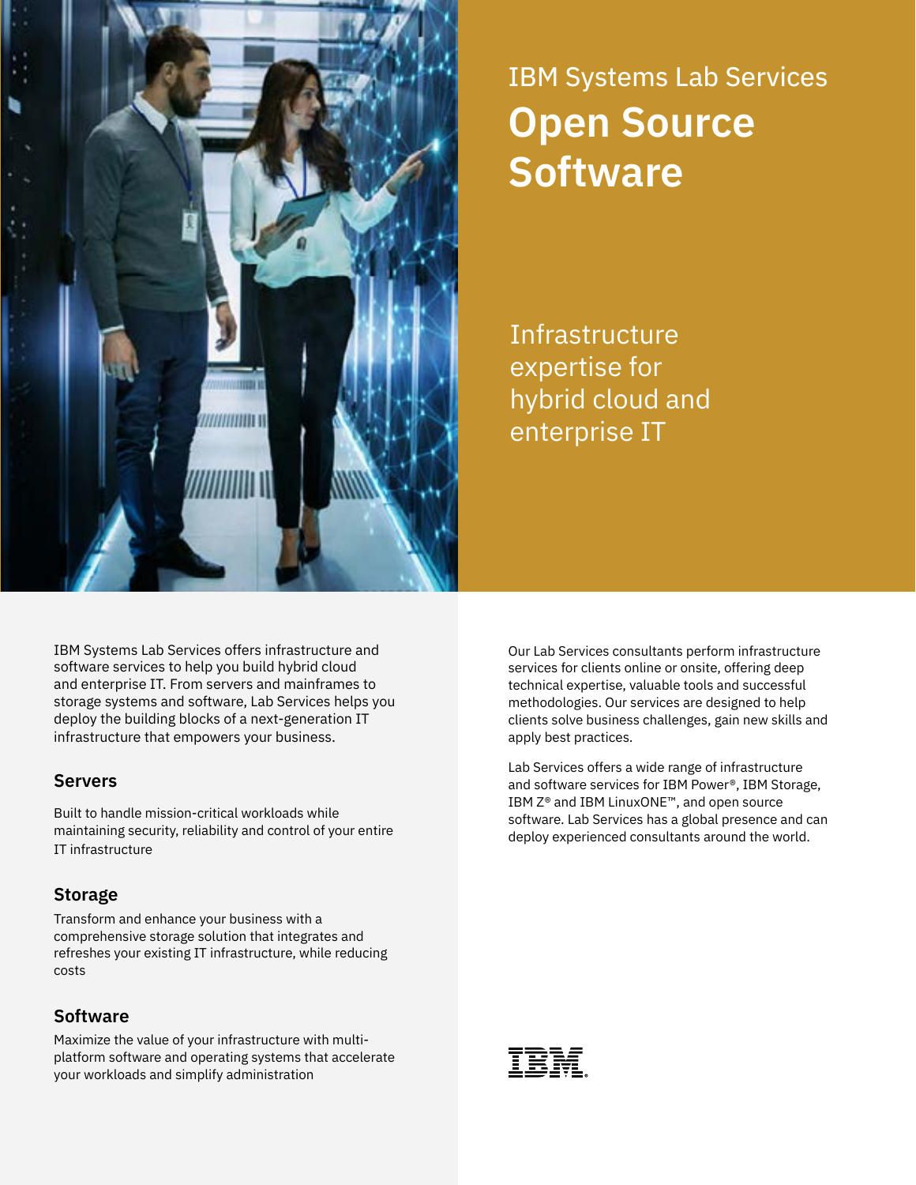IBM Systems Lab Services

# Open Source Software

Infrastructure expertise for hybrid cloud and enterprise IT

IBM Systems Lab Services offers infrastructure and software services to help you build hybrid cloud and enterprise IT. From servers and mainframes to storage systems and software, Lab Services helps you deploy the building blocks of a next-generation IT infrastructure that empowers your business.

## Servers

Built to handle mission-critical workloads while maintaining security, reliability and control of your entire IT infrastructure

## Storage

Transform and enhance your business with a comprehensive storage solution that integrates and refreshes your existing IT infrastructure, while reducing costs

## Software

Maximize the value of your infrastructure with multi-platform software and operating systems that accelerate your workloads and simplify administration

Our Lab Services consultants perform infrastructure services for clients online or onsite, offering deep technical expertise, valuable tools and successful methodologies. Our services are designed to help clients solve business challenges, gain new skills and apply best practices.

Lab Services offers a wide range of infrastructure and software services for IBM Power®, IBM Storage, IBM Z® and IBM LinuxONE™, and open source software. Lab Services has a global presence and can deploy experienced consultants around the world.

IBM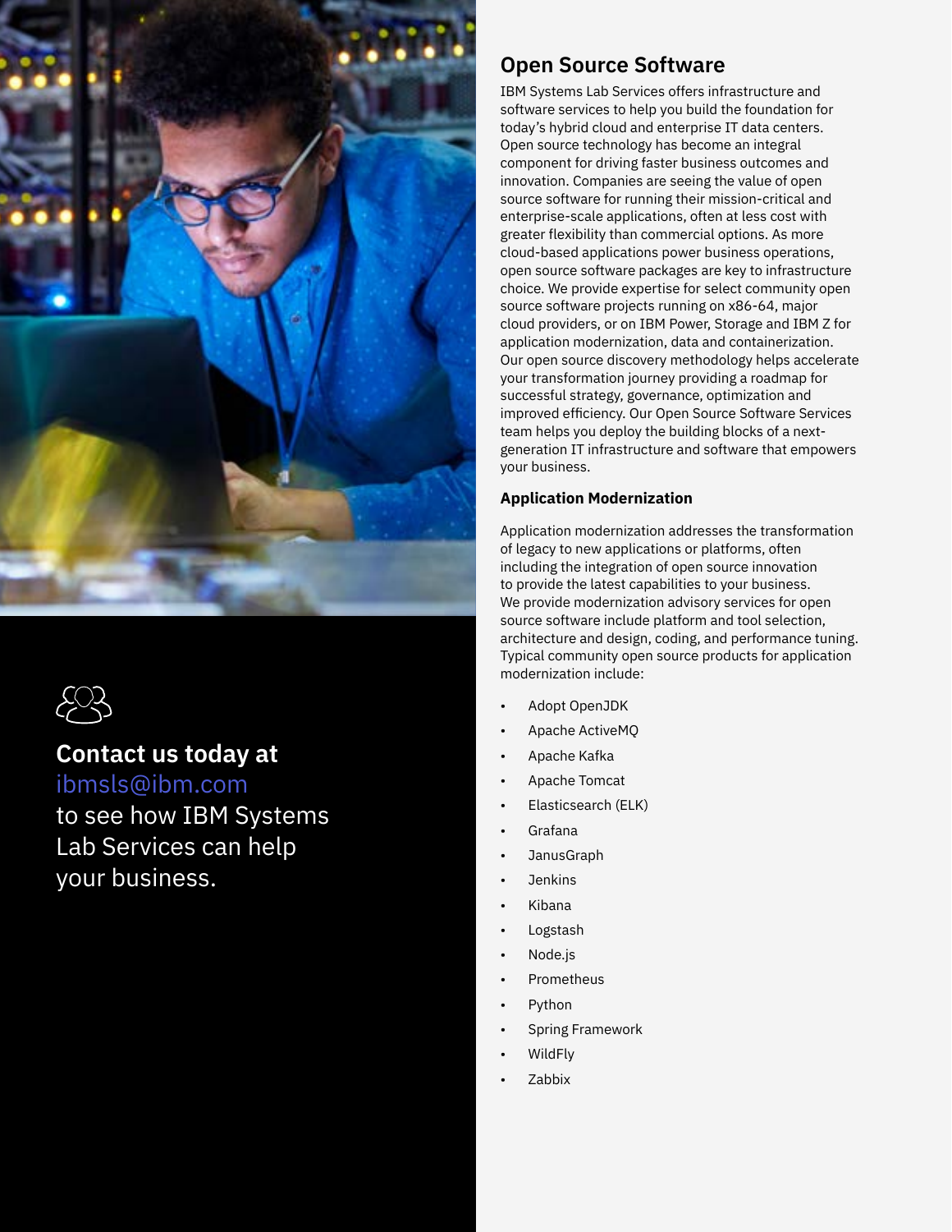## Open Source Software

IBM Systems Lab Services offers infrastructure and software services to help you build the foundation for today's hybrid cloud and enterprise IT data centers. Open source technology has become an integral component for driving faster business outcomes and innovation. Companies are seeing the value of open source software for running their mission-critical and enterprise-scale applications, often at less cost with greater flexibility than commercial options. As more cloud-based applications power business operations, open source software packages are key to infrastructure choice. We provide expertise for select community open source software projects running on x86-64, major cloud providers, or on IBM Power, Storage and IBM Z for application modernization, data and containerization. Our open source discovery methodology helps accelerate your transformation journey providing a roadmap for successful strategy, governance, optimization and improved efficiency. Our Open Source Software Services team helps you deploy the building blocks of a next-generation IT infrastructure and software that empowers your business.

### Application Modernization

Application modernization addresses the transformation of legacy to new applications or platforms, often including the integration of open source innovation to provide the latest capabilities to your business. We provide modernization advisory services for open source software include platform and tool selection, architecture and design, coding, and performance tuning. Typical community open source products for application modernization include:

- Adopt OpenJDK
- Apache ActiveMQ
- Apache Kafka
- Apache Tomcat
- Elasticsearch (ELK)
- Grafana
- JanusGraph
- Jenkins
- Kibana
- Logstash
- Node.js
- Prometheus
- Python
- Spring Framework
- WildFly
- Zabbix

**Contact us today at**
ibmsls@ibm.com
to see how IBM Systems Lab Services can help your business.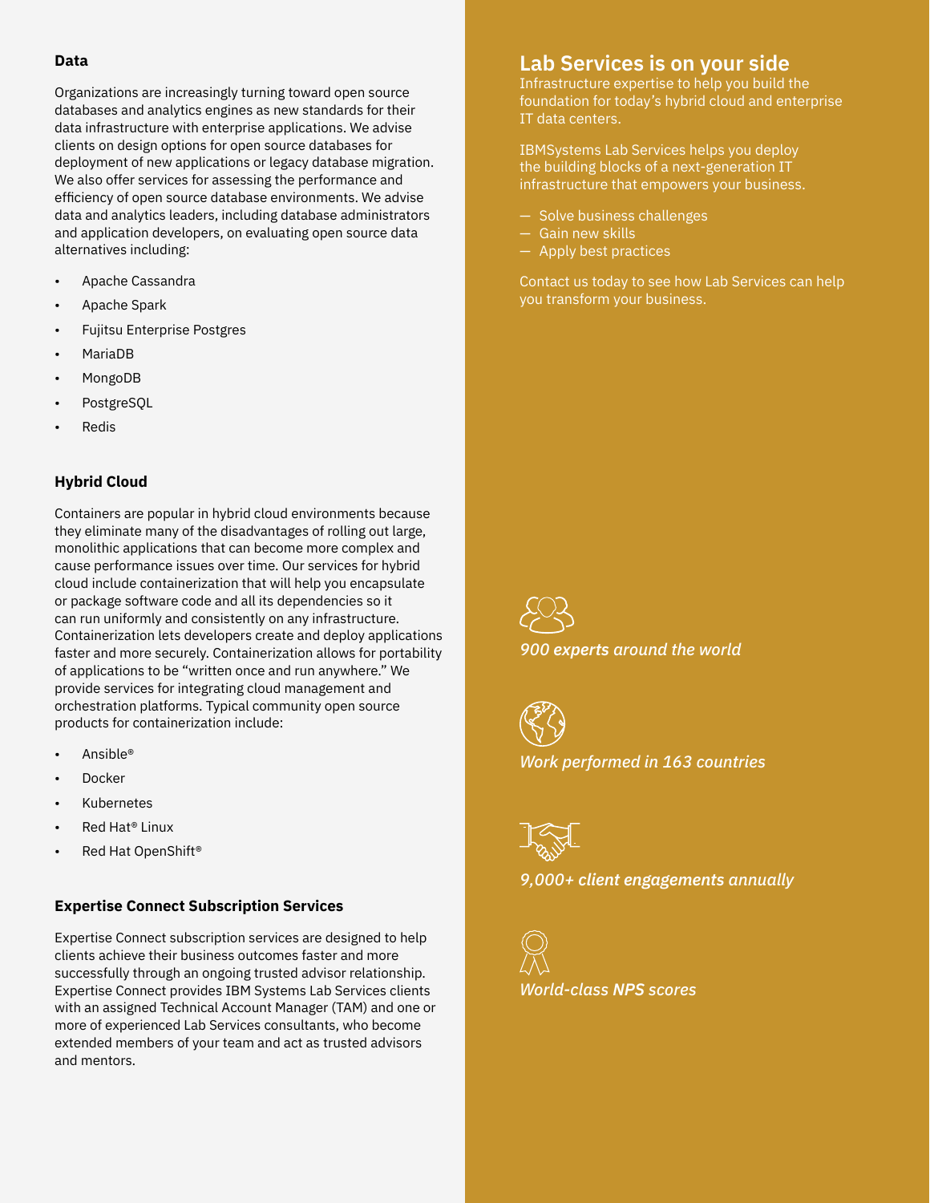### Data

Organizations are increasingly turning toward open source databases and analytics engines as new standards for their data infrastructure with enterprise applications. We advise clients on design options for open source databases for deployment of new applications or legacy database migration. We also offer services for assessing the performance and efficiency of open source database environments. We advise data and analytics leaders, including database administrators and application developers, on evaluating open source data alternatives including:

- Apache Cassandra
- Apache Spark
- Fujitsu Enterprise Postgres
- MariaDB
- MongoDB
- PostgreSQL
- Redis

### Hybrid Cloud

Containers are popular in hybrid cloud environments because they eliminate many of the disadvantages of rolling out large, monolithic applications that can become more complex and cause performance issues over time. Our services for hybrid cloud include containerization that will help you encapsulate or package software code and all its dependencies so it can run uniformly and consistently on any infrastructure. Containerization lets developers create and deploy applications faster and more securely. Containerization allows for portability of applications to be "written once and run anywhere." We provide services for integrating cloud management and orchestration platforms. Typical community open source products for containerization include:

- Ansible®
- Docker
- Kubernetes
- Red Hat® Linux
- Red Hat OpenShift®

### Expertise Connect Subscription Services

Expertise Connect subscription services are designed to help clients achieve their business outcomes faster and more successfully through an ongoing trusted advisor relationship. Expertise Connect provides IBM Systems Lab Services clients with an assigned Technical Account Manager (TAM) and one or more of experienced Lab Services consultants, who become extended members of your team and act as trusted advisors and mentors.

## Lab Services is on your side

Infrastructure expertise to help you build the foundation for today's hybrid cloud and enterprise IT data centers.

IBMSystems Lab Services helps you deploy the building blocks of a next-generation IT infrastructure that empowers your business.

— Solve business challenges
— Gain new skills
— Apply best practices

Contact us today to see how Lab Services can help you transform your business.

*900 experts around the world*

*Work performed in 163 countries*

*9,000+ client engagements annually*

*World-class NPS scores*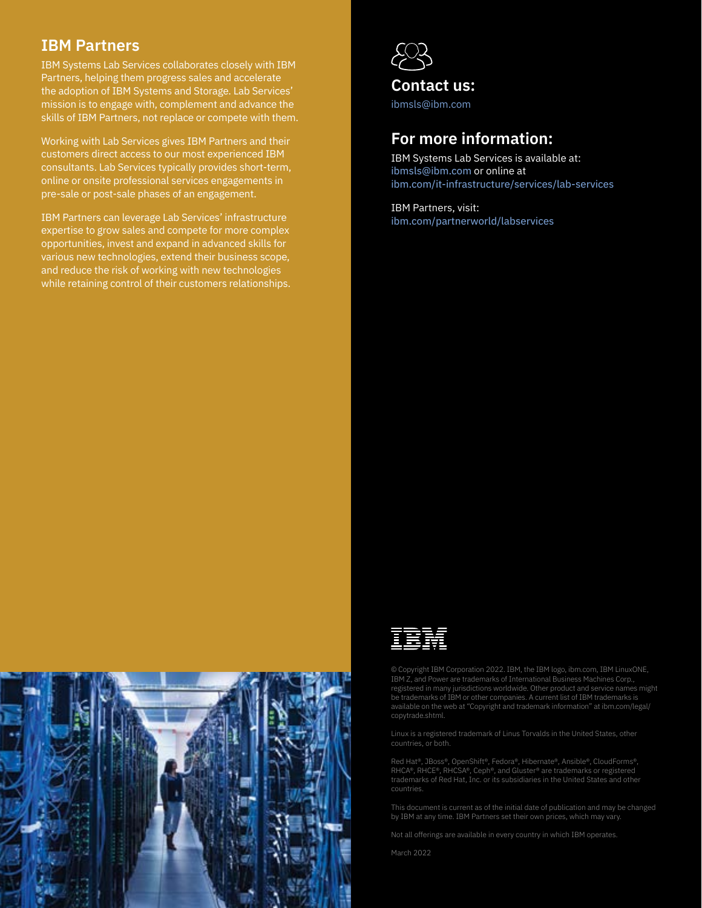## IBM Partners

IBM Systems Lab Services collaborates closely with IBM Partners, helping them progress sales and accelerate the adoption of IBM Systems and Storage. Lab Services' mission is to engage with, complement and advance the skills of IBM Partners, not replace or compete with them.

Working with Lab Services gives IBM Partners and their customers direct access to our most experienced IBM consultants. Lab Services typically provides short-term, online or onsite professional services engagements in pre-sale or post-sale phases of an engagement.

IBM Partners can leverage Lab Services' infrastructure expertise to grow sales and compete for more complex opportunities, invest and expand in advanced skills for various new technologies, extend their business scope, and reduce the risk of working with new technologies while retaining control of their customers relationships.

## Contact us:

ibmsls@ibm.com

## For more information:

IBM Systems Lab Services is available at: ibmsls@ibm.com or online at ibm.com/it-infrastructure/services/lab-services

IBM Partners, visit:
ibm.com/partnerworld/labservices

© Copyright IBM Corporation 2022. IBM, the IBM logo, ibm.com, IBM LinuxONE, IBM Z, and Power are trademarks of International Business Machines Corp., registered in many jurisdictions worldwide. Other product and service names might be trademarks of IBM or other companies. A current list of IBM trademarks is available on the web at "Copyright and trademark information" at ibm.com/legal/copytrade.shtml.

Linux is a registered trademark of Linus Torvalds in the United States, other countries, or both.

Red Hat®, JBoss®, OpenShift®, Fedora®, Hibernate®, Ansible®, CloudForms®, RHCA®, RHCE®, RHCSA®, Ceph®, and Gluster® are trademarks or registered trademarks of Red Hat, Inc. or its subsidiaries in the United States and other countries.

This document is current as of the initial date of publication and may be changed by IBM at any time. IBM Partners set their own prices, which may vary.

Not all offerings are available in every country in which IBM operates.

March 2022